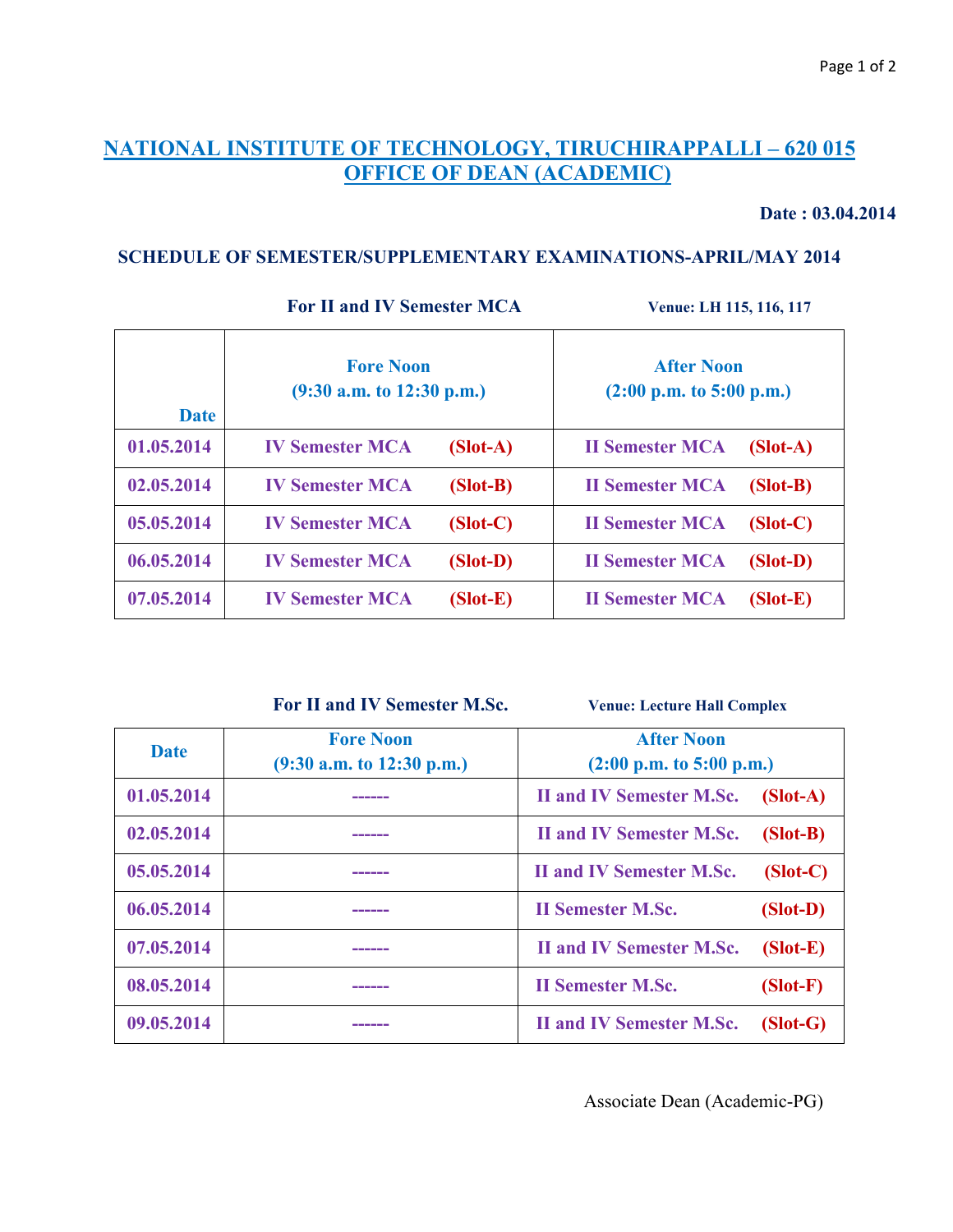# NATIONAL INSTITUTE OF TECHNOLOGY, TIRUCHIRAPPALLI – 620 015
## OFFICE OF DEAN (ACADEMIC)

**Date : 03.04.2014**

### SCHEDULE OF SEMESTER/SUPPLEMENTARY EXAMINATIONS-APRIL/MAY 2014

**For II and IV Semester MCA** — **Venue: LH 115, 116, 117**

| Date | Fore Noon (9:30 a.m. to 12:30 p.m.) | After Noon (2:00 p.m. to 5:00 p.m.) |
|---|---|---|
| 01.05.2014 | IV Semester MCA (Slot-A) | II Semester MCA (Slot-A) |
| 02.05.2014 | IV Semester MCA (Slot-B) | II Semester MCA (Slot-B) |
| 05.05.2014 | IV Semester MCA (Slot-C) | II Semester MCA (Slot-C) |
| 06.05.2014 | IV Semester MCA (Slot-D) | II Semester MCA (Slot-D) |
| 07.05.2014 | IV Semester MCA (Slot-E) | II Semester MCA (Slot-E) |

**For II and IV Semester M.Sc.** — **Venue: Lecture Hall Complex**

| Date | Fore Noon (9:30 a.m. to 12:30 p.m.) | After Noon (2:00 p.m. to 5:00 p.m.) |
|---|---|---|
| 01.05.2014 | ------ | II and IV Semester M.Sc. (Slot-A) |
| 02.05.2014 | ------ | II and IV Semester M.Sc. (Slot-B) |
| 05.05.2014 | ------ | II and IV Semester M.Sc. (Slot-C) |
| 06.05.2014 | ------ | II Semester M.Sc. (Slot-D) |
| 07.05.2014 | ------ | II and IV Semester M.Sc. (Slot-E) |
| 08.05.2014 | ------ | II Semester M.Sc. (Slot-F) |
| 09.05.2014 | ------ | II and IV Semester M.Sc. (Slot-G) |

Associate Dean (Academic-PG)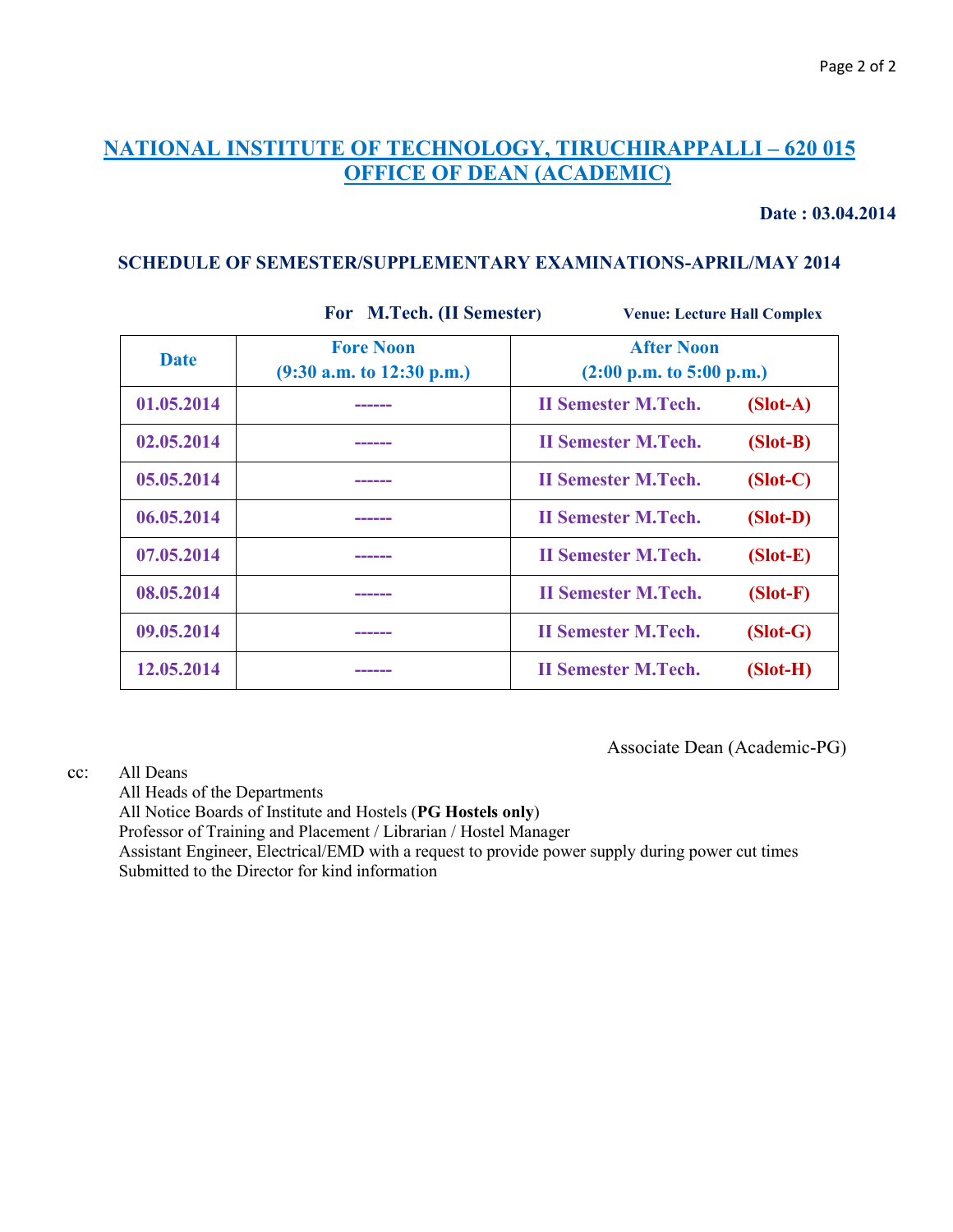# NATIONAL INSTITUTE OF TECHNOLOGY, TIRUCHIRAPPALLI – 620 015
## OFFICE OF DEAN (ACADEMIC)

**Date : 03.04.2014**

### SCHEDULE OF SEMESTER/SUPPLEMENTARY EXAMINATIONS-APRIL/MAY 2014

**For M.Tech. (II Semester)** **Venue: Lecture Hall Complex**

| Date | Fore Noon (9:30 a.m. to 12:30 p.m.) | After Noon (2:00 p.m. to 5:00 p.m.) |
|---|---|---|
| 01.05.2014 | ------ | II Semester M.Tech. (Slot-A) |
| 02.05.2014 | ------ | II Semester M.Tech. (Slot-B) |
| 05.05.2014 | ------ | II Semester M.Tech. (Slot-C) |
| 06.05.2014 | ------ | II Semester M.Tech. (Slot-D) |
| 07.05.2014 | ------ | II Semester M.Tech. (Slot-E) |
| 08.05.2014 | ------ | II Semester M.Tech. (Slot-F) |
| 09.05.2014 | ------ | II Semester M.Tech. (Slot-G) |
| 12.05.2014 | ------ | II Semester M.Tech. (Slot-H) |

Associate Dean (Academic-PG)

cc: All Deans
All Heads of the Departments
All Notice Boards of Institute and Hostels (**PG Hostels only**)
Professor of Training and Placement / Librarian / Hostel Manager
Assistant Engineer, Electrical/EMD with a request to provide power supply during power cut times
Submitted to the Director for kind information